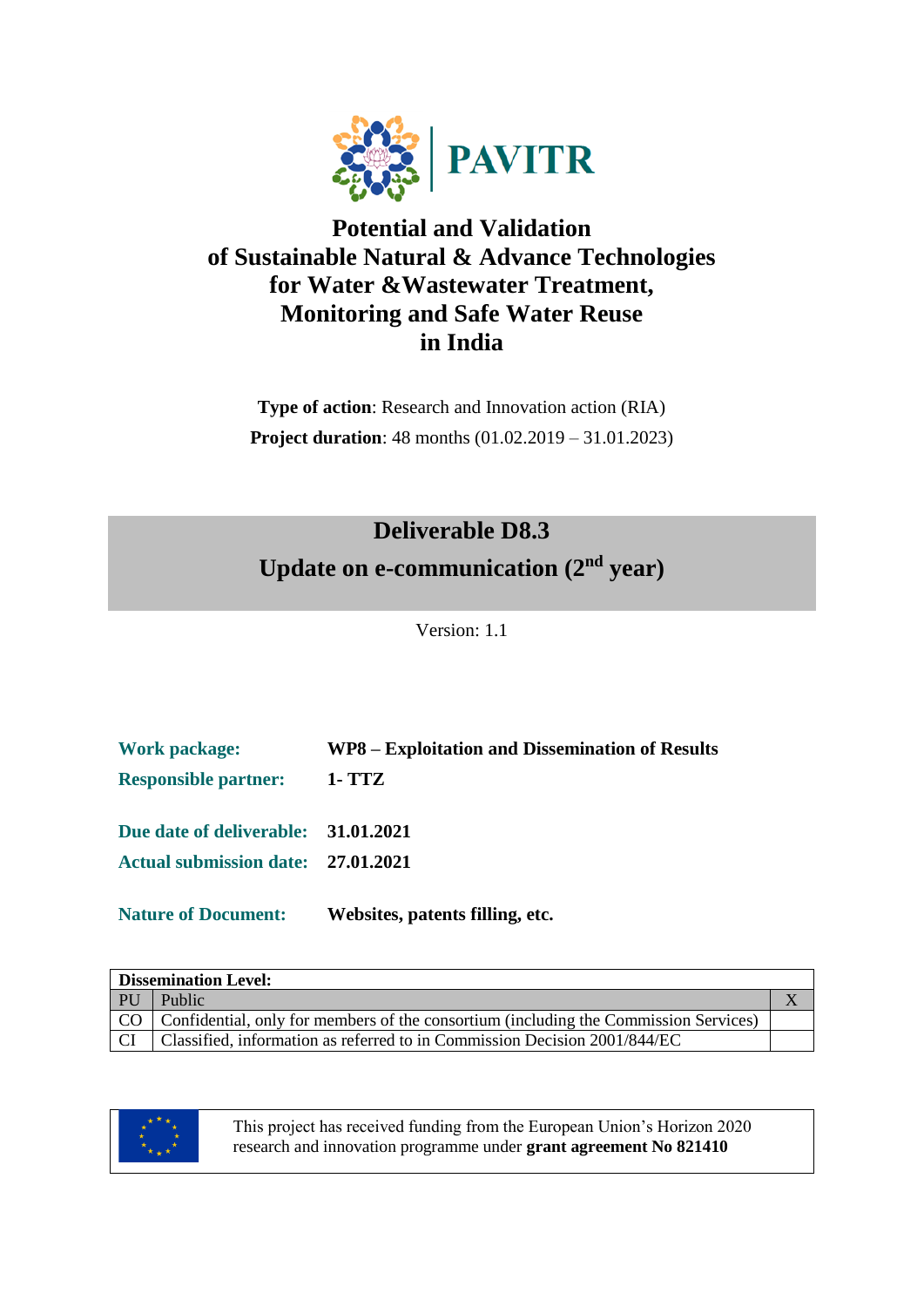PAVITR

# Potential and Validation of Sustainable Natural & Advance Technologies for Water &Wastewater Treatment, Monitoring and Safe Water Reuse in India

**Type of action**: Research and Innovation action (RIA)

**Project duration**: 48 months (01.02.2019 – 31.01.2023)

## Deliverable D8.3
## Update on e-communication (2nd year)

Version: 1.1

**Work package:** **WP8 – Exploitation and Dissemination of Results**

**Responsible partner:** **1- TTZ**

**Due date of deliverable:** **31.01.2021**

**Actual submission date:** **27.01.2021**

**Nature of Document:** **Websites, patents filling, etc.**

| **Dissemination Level:** | | |
|---|---|---|
| PU | Public | X |
| CO | Confidential, only for members of the consortium (including the Commission Services) | |
| CI | Classified, information as referred to in Commission Decision 2001/844/EC | |

This project has received funding from the European Union's Horizon 2020 research and innovation programme under **grant agreement No 821410**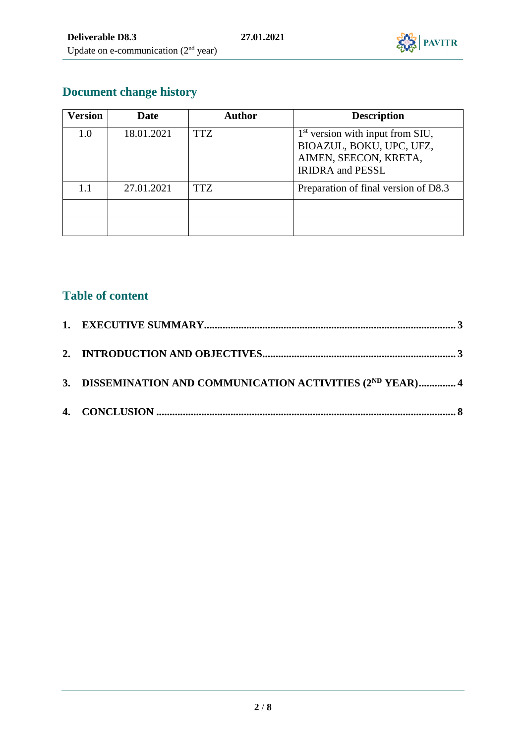## Document change history

| Version | Date | Author | Description |
|---|---|---|---|
| 1.0 | 18.01.2021 | TTZ | 1st version with input from SIU, BIOAZUL, BOKU, UPC, UFZ, AIMEN, SEECON, KRETA, IRIDRA and PESSL |
| 1.1 | 27.01.2021 | TTZ | Preparation of final version of D8.3 |
| | | | |
| | | | |

## Table of content

**1. EXECUTIVE SUMMARY ..... 3**

**2. INTRODUCTION AND OBJECTIVES ..... 3**

**3. DISSEMINATION AND COMMUNICATION ACTIVITIES (2ND YEAR) ..... 4**

**4. CONCLUSION ..... 8**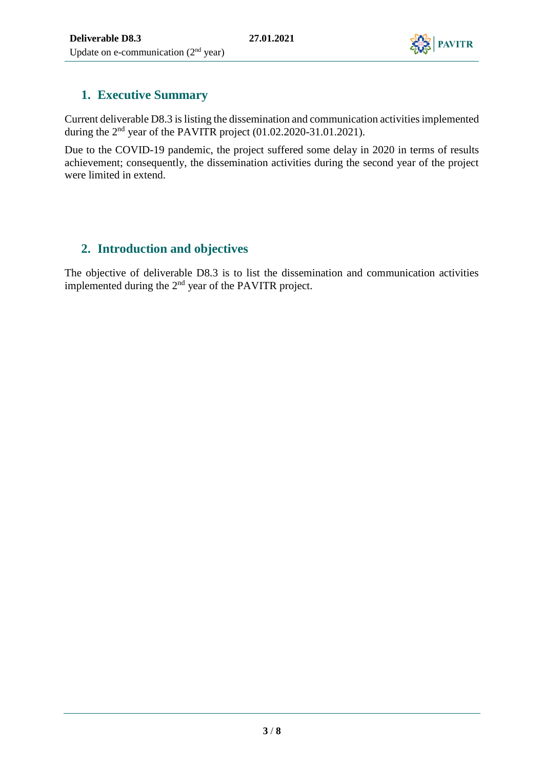## 1. Executive Summary

Current deliverable D8.3 is listing the dissemination and communication activities implemented during the 2nd year of the PAVITR project (01.02.2020-31.01.2021).

Due to the COVID-19 pandemic, the project suffered some delay in 2020 in terms of results achievement; consequently, the dissemination activities during the second year of the project were limited in extend.

## 2. Introduction and objectives

The objective of deliverable D8.3 is to list the dissemination and communication activities implemented during the 2nd year of the PAVITR project.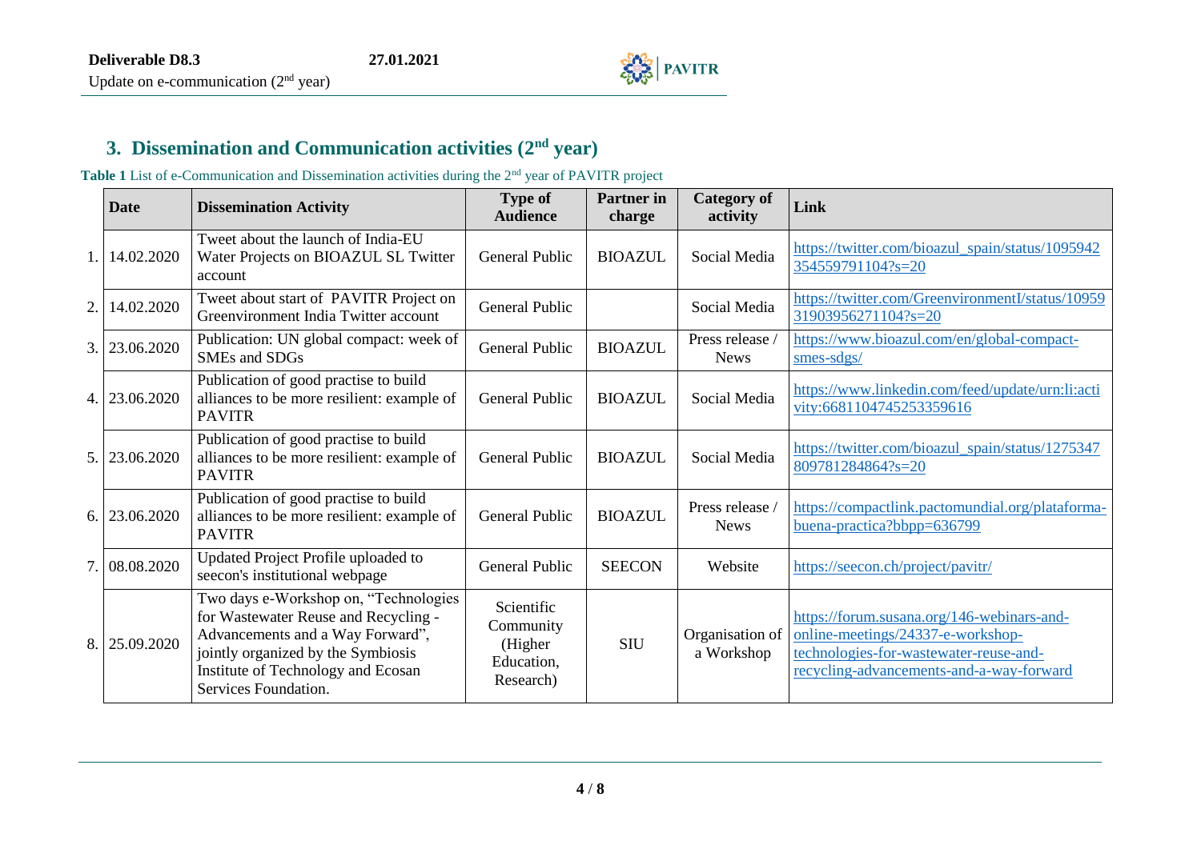## 3. Dissemination and Communication activities (2nd year)

**Table 1** List of e-Communication and Dissemination activities during the 2nd year of PAVITR project

| | Date | Dissemination Activity | Type of Audience | Partner in charge | Category of activity | Link |
|---|---|---|---|---|---|---|
| 1. | 14.02.2020 | Tweet about the launch of India-EU Water Projects on BIOAZUL SL Twitter account | General Public | BIOAZUL | Social Media | https://twitter.com/bioazul_spain/status/1095942354559791104?s=20 |
| 2. | 14.02.2020 | Tweet about start of PAVITR Project on Greenvironment India Twitter account | General Public | | Social Media | https://twitter.com/GreenvironmentI/status/1095931903956271104?s=20 |
| 3. | 23.06.2020 | Publication: UN global compact: week of SMEs and SDGs | General Public | BIOAZUL | Press release / News | https://www.bioazul.com/en/global-compact-smes-sdgs/ |
| 4. | 23.06.2020 | Publication of good practise to build alliances to be more resilient: example of PAVITR | General Public | BIOAZUL | Social Media | https://www.linkedin.com/feed/update/urn:li:activity:6681104745253359616 |
| 5. | 23.06.2020 | Publication of good practise to build alliances to be more resilient: example of PAVITR | General Public | BIOAZUL | Social Media | https://twitter.com/bioazul_spain/status/1275347809781284864?s=20 |
| 6. | 23.06.2020 | Publication of good practise to build alliances to be more resilient: example of PAVITR | General Public | BIOAZUL | Press release / News | https://compactlink.pactomundial.org/plataforma-buena-practica?bbpp=636799 |
| 7. | 08.08.2020 | Updated Project Profile uploaded to seecon's institutional webpage | General Public | SEECON | Website | https://seecon.ch/project/pavitr/ |
| 8. | 25.09.2020 | Two days e-Workshop on, "Technologies for Wastewater Reuse and Recycling - Advancements and a Way Forward", jointly organized by the Symbiosis Institute of Technology and Ecosan Services Foundation. | Scientific Community (Higher Education, Research) | SIU | Organisation of a Workshop | https://forum.susana.org/146-webinars-and-online-meetings/24337-e-workshop-technologies-for-wastewater-reuse-and-recycling-advancements-and-a-way-forward |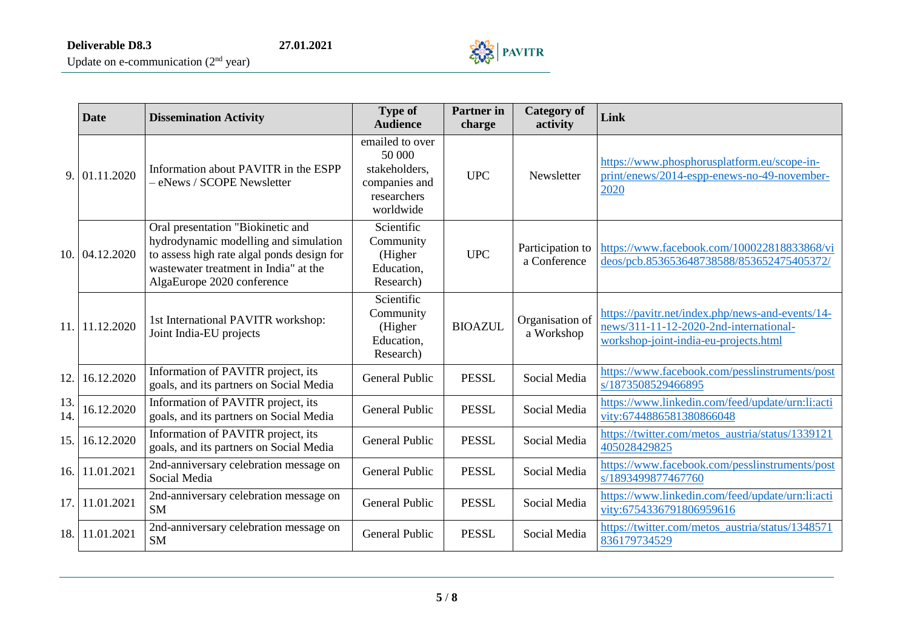|  | Date | Dissemination Activity | Type of Audience | Partner in charge | Category of activity | Link |
|---|---|---|---|---|---|---|
| 9. | 01.11.2020 | Information about PAVITR in the ESPP – eNews / SCOPE Newsletter | emailed to over 50 000 stakeholders, companies and researchers worldwide | UPC | Newsletter | https://www.phosphorusplatform.eu/scope-in-print/enews/2014-espp-enews-no-49-november-2020 |
| 10. | 04.12.2020 | Oral presentation "Biokinetic and hydrodynamic modelling and simulation to assess high rate algal ponds design for wastewater treatment in India" at the AlgaEurope 2020 conference | Scientific Community (Higher Education, Research) | UPC | Participation to a Conference | https://www.facebook.com/100022818833868/videos/pcb.853653648738588/853652475405372/ |
| 11. | 11.12.2020 | 1st International PAVITR workshop: Joint India-EU projects | Scientific Community (Higher Education, Research) | BIOAZUL | Organisation of a Workshop | https://pavitr.net/index.php/news-and-events/14-news/311-11-12-2020-2nd-international-workshop-joint-india-eu-projects.html |
| 12. | 16.12.2020 | Information of PAVITR project, its goals, and its partners on Social Media | General Public | PESSL | Social Media | https://www.facebook.com/pesslinstruments/posts/1873508529466895 |
| 13. 14. | 16.12.2020 | Information of PAVITR project, its goals, and its partners on Social Media | General Public | PESSL | Social Media | https://www.linkedin.com/feed/update/urn:li:activity:6744886581380866048 |
| 15. | 16.12.2020 | Information of PAVITR project, its goals, and its partners on Social Media | General Public | PESSL | Social Media | https://twitter.com/metos_austria/status/1339121405028429825 |
| 16. | 11.01.2021 | 2nd-anniversary celebration message on Social Media | General Public | PESSL | Social Media | https://www.facebook.com/pesslinstruments/posts/1893499877467760 |
| 17. | 11.01.2021 | 2nd-anniversary celebration message on SM | General Public | PESSL | Social Media | https://www.linkedin.com/feed/update/urn:li:activity:6754336791806959616 |
| 18. | 11.01.2021 | 2nd-anniversary celebration message on SM | General Public | PESSL | Social Media | https://twitter.com/metos_austria/status/1348571836179734529 |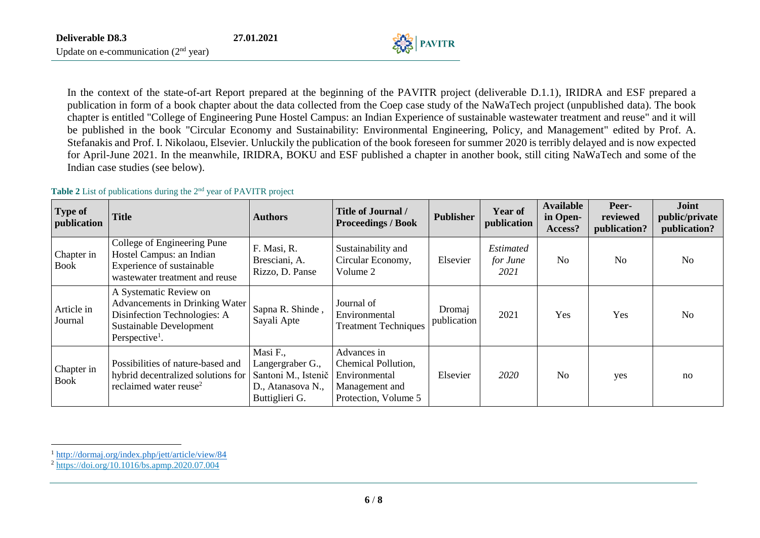In the context of the state-of-art Report prepared at the beginning of the PAVITR project (deliverable D.1.1), IRIDRA and ESF prepared a publication in form of a book chapter about the data collected from the Coep case study of the NaWaTech project (unpublished data). The book chapter is entitled "College of Engineering Pune Hostel Campus: an Indian Experience of sustainable wastewater treatment and reuse" and it will be published in the book "Circular Economy and Sustainability: Environmental Engineering, Policy, and Management" edited by Prof. A. Stefanakis and Prof. I. Nikolaou, Elsevier. Unluckily the publication of the book foreseen for summer 2020 is terribly delayed and is now expected for April-June 2021. In the meanwhile, IRIDRA, BOKU and ESF published a chapter in another book, still citing NaWaTech and some of the Indian case studies (see below).

**Table 2** List of publications during the 2nd year of PAVITR project

| Type of publication | Title | Authors | Title of Journal / Proceedings / Book | Publisher | Year of publication | Available in Open-Access? | Peer-reviewed publication? | Joint public/private publication? |
|---|---|---|---|---|---|---|---|---|
| Chapter in Book | College of Engineering Pune Hostel Campus: an Indian Experience of sustainable wastewater treatment and reuse | F. Masi, R. Bresciani, A. Rizzo, D. Panse | Sustainability and Circular Economy, Volume 2 | Elsevier | *Estimated for June 2021* | No | No | No |
| Article in Journal | A Systematic Review on Advancements in Drinking Water Disinfection Technologies: A Sustainable Development Perspective[1]. | Sapna R. Shinde , Sayali Apte | Journal of Environmental Treatment Techniques | Dromaj publication | 2021 | Yes | Yes | No |
| Chapter in Book | Possibilities of nature-based and hybrid decentralized solutions for reclaimed water reuse[2] | Masi F., Langergraber G., Santoni M., Istenič D., Atanasova N., Buttiglieri G. | Advances in Chemical Pollution, Environmental Management and Protection, Volume 5 | Elsevier | *2020* | No | yes | no |

[1] http://dormaj.org/index.php/jett/article/view/84

[2] https://doi.org/10.1016/bs.apmp.2020.07.004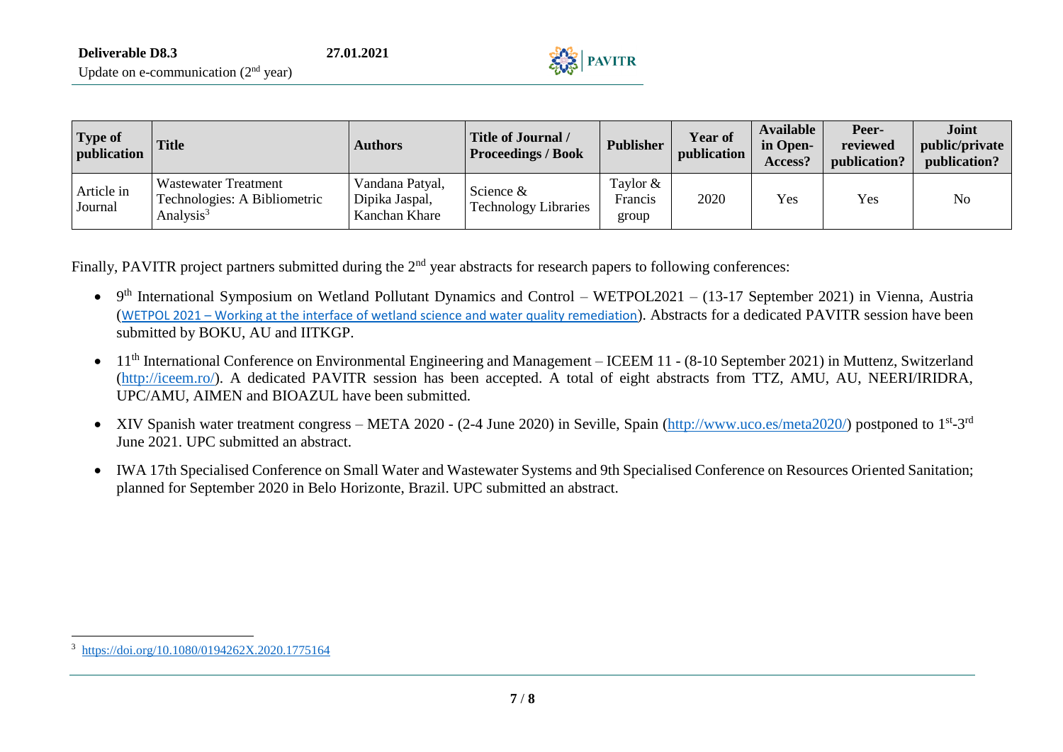| Type of publication | Title | Authors | Title of Journal / Proceedings / Book | Publisher | Year of publication | Available in Open-Access? | Peer-reviewed publication? | Joint public/private publication? |
|---|---|---|---|---|---|---|---|---|
| Article in Journal | Wastewater Treatment Technologies: A Bibliometric Analysis[3] | Vandana Patyal, Dipika Jaspal, Kanchan Khare | Science & Technology Libraries | Taylor & Francis group | 2020 | Yes | Yes | No |

Finally, PAVITR project partners submitted during the 2nd year abstracts for research papers to following conferences:

- 9th International Symposium on Wetland Pollutant Dynamics and Control – WETPOL2021 – (13-17 September 2021) in Vienna, Austria (WETPOL 2021 – Working at the interface of wetland science and water quality remediation). Abstracts for a dedicated PAVITR session have been submitted by BOKU, AU and IITKGP.
- 11th International Conference on Environmental Engineering and Management – ICEEM 11 - (8-10 September 2021) in Muttenz, Switzerland (http://iceem.ro/). A dedicated PAVITR session has been accepted. A total of eight abstracts from TTZ, AMU, AU, NEERI/IRIDRA, UPC/AMU, AIMEN and BIOAZUL have been submitted.
- XIV Spanish water treatment congress – META 2020 - (2-4 June 2020) in Seville, Spain (http://www.uco.es/meta2020/) postponed to 1st-3rd June 2021. UPC submitted an abstract.
- IWA 17th Specialised Conference on Small Water and Wastewater Systems and 9th Specialised Conference on Resources Oriented Sanitation; planned for September 2020 in Belo Horizonte, Brazil. UPC submitted an abstract.

[3] https://doi.org/10.1080/0194262X.2020.1775164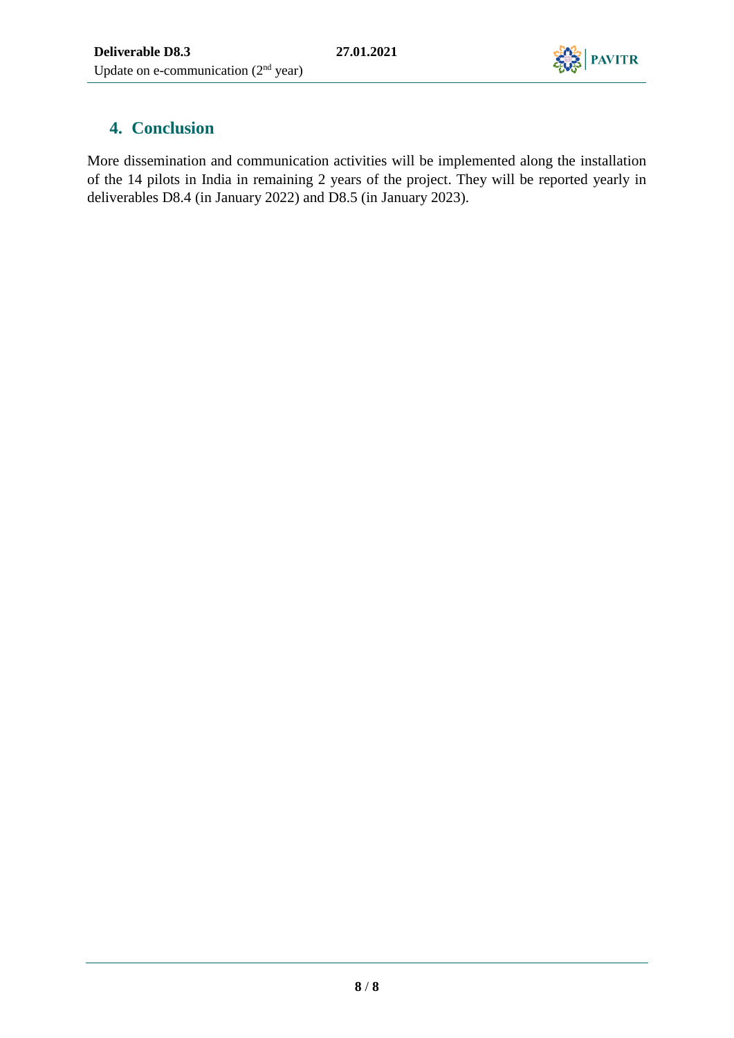## 4. Conclusion

More dissemination and communication activities will be implemented along the installation of the 14 pilots in India in remaining 2 years of the project. They will be reported yearly in deliverables D8.4 (in January 2022) and D8.5 (in January 2023).